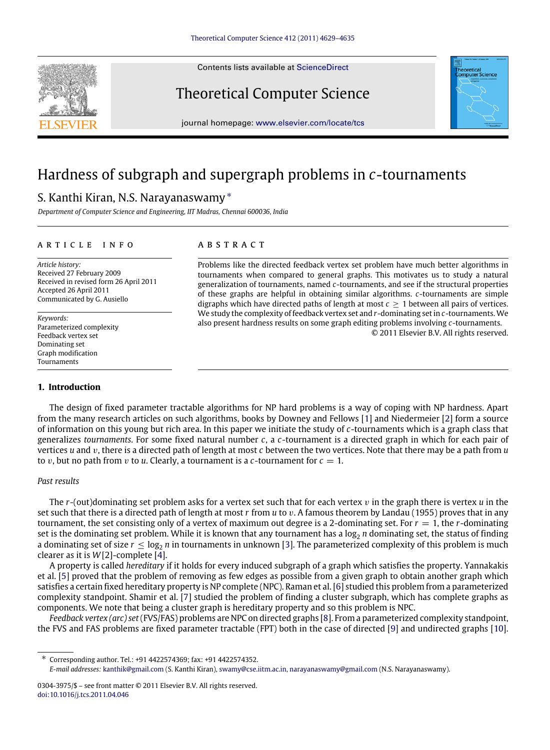Contents lists available at ScienceDirect

# Theoretical Computer Science

journal homepage: www.elsevier.com/locate/tcs

# Hardness of subgraph and supergraph problems in $c$-tournaments

S. Kanthi Kiran, N.S. Narayanaswamy *

*Department of Computer Science and Engineering, IIT Madras, Chennai 600036, India*

## ARTICLE INFO

*Article history:*
Received 27 February 2009
Received in revised form 26 April 2011
Accepted 26 April 2011
Communicated by G. Ausiello

*Keywords:*
Parameterized complexity
Feedback vertex set
Dominating set
Graph modification
Tournaments

## ABSTRACT

Problems like the directed feedback vertex set problem have much better algorithms in tournaments when compared to general graphs. This motivates us to study a natural generalization of tournaments, named $c$-tournaments, and see if the structural properties of these graphs are helpful in obtaining similar algorithms. $c$-tournaments are simple digraphs which have directed paths of length at most $c \geq 1$ between all pairs of vertices. We study the complexity of feedback vertex set and $r$-dominating set in $c$-tournaments. We also present hardness results on some graph editing problems involving $c$-tournaments.

© 2011 Elsevier B.V. All rights reserved.

## 1. Introduction

The design of fixed parameter tractable algorithms for NP hard problems is a way of coping with NP hardness. Apart from the many research articles on such algorithms, books by Downey and Fellows [1] and Niedermeier [2] form a source of information on this young but rich area. In this paper we initiate the study of $c$-tournaments which is a graph class that generalizes *tournaments*. For some fixed natural number $c$, a $c$-tournament is a directed graph in which for each pair of vertices $u$ and $v$, there is a directed path of length at most $c$ between the two vertices. Note that there may be a path from $u$ to $v$, but no path from $v$ to $u$. Clearly, a tournament is a $c$-tournament for $c = 1$.

### Past results

The $r$-(out)dominating set problem asks for a vertex set such that for each vertex $v$ in the graph there is vertex $u$ in the set such that there is a directed path of length at most $r$ from $u$ to $v$. A famous theorem by Landau (1955) proves that in any tournament, the set consisting only of a vertex of maximum out degree is a 2-dominating set. For $r = 1$, the $r$-dominating set is the dominating set problem. While it is known that any tournament has a $\log_2 n$ dominating set, the status of finding a dominating set of size $r \leq \log_2 n$ in tournaments in unknown [3]. The parameterized complexity of this problem is much clearer as it is $W[2]$-complete [4].

A property is called *hereditary* if it holds for every induced subgraph of a graph which satisfies the property. Yannakakis et al. [5] proved that the problem of removing as few edges as possible from a given graph to obtain another graph which satisfies a certain fixed hereditary property is NP complete (NPC). Raman et al. [6] studied this problem from a parameterized complexity standpoint. Shamir et al. [7] studied the problem of finding a cluster subgraph, which has complete graphs as components. We note that being a cluster graph is hereditary property and so this problem is NPC.

*Feedback vertex (arc) set* (FVS/FAS) problems are NPC on directed graphs [8]. From a parameterized complexity standpoint, the FVS and FAS problems are fixed parameter tractable (FPT) both in the case of directed [9] and undirected graphs [10].

* Corresponding author. Tel.: +91 4422574369; fax: +91 4422574352.
*E-mail addresses:* kanthik@gmail.com (S. Kanthi Kiran), swamy@cse.iitm.ac.in, narayanaswamy@gmail.com (N.S. Narayanaswamy).

0304-3975/$ – see front matter © 2011 Elsevier B.V. All rights reserved.
doi:10.1016/j.tcs.2011.04.046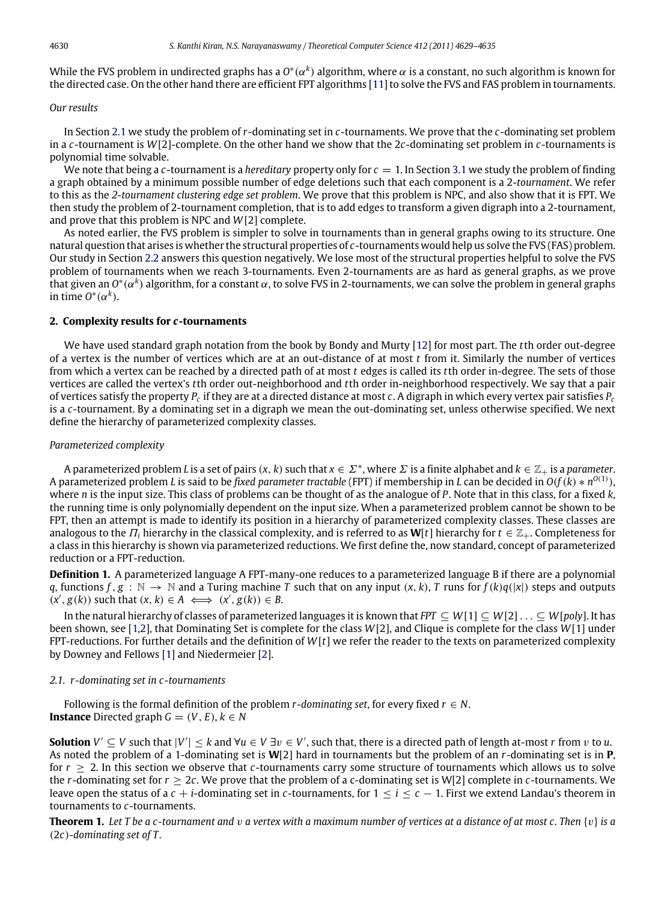While the FVS problem in undirected graphs has a $O^*(\alpha^k)$ algorithm, where $\alpha$ is a constant, no such algorithm is known for the directed case. On the other hand there are efficient FPT algorithms [11] to solve the FVS and FAS problem in tournaments.

*Our results*

In Section 2.1 we study the problem of $r$-dominating set in $c$-tournaments. We prove that the $c$-dominating set problem in a $c$-tournament is $W[2]$-complete. On the other hand we show that the $2c$-dominating set problem in $c$-tournaments is polynomial time solvable.

We note that being a $c$-tournament is a *hereditary* property only for $c = 1$. In Section 3.1 we study the problem of finding a graph obtained by a minimum possible number of edge deletions such that each component is a 2-*tournament*. We refer to this as the *2-tournament clustering edge set problem*. We prove that this problem is NPC, and also show that it is FPT. We then study the problem of 2-tournament completion, that is to add edges to transform a given digraph into a 2-tournament, and prove that this problem is NPC and $W[2]$ complete.

As noted earlier, the FVS problem is simpler to solve in tournaments than in general graphs owing to its structure. One natural question that arises is whether the structural properties of $c$-tournaments would help us solve the FVS (FAS) problem. Our study in Section 2.2 answers this question negatively. We lose most of the structural properties helpful to solve the FVS problem of tournaments when we reach 3-tournaments. Even 2-tournaments are as hard as general graphs, as we prove that given an $O^*(\alpha^k)$ algorithm, for a constant $\alpha$, to solve FVS in 2-tournaments, we can solve the problem in general graphs in time $O^*(\alpha^k)$.

## 2. Complexity results for $c$-tournaments

We have used standard graph notation from the book by Bondy and Murty [12] for most part. The $t$th order out-degree of a vertex is the number of vertices which are at an out-distance of at most $t$ from it. Similarly the number of vertices from which a vertex can be reached by a directed path of at most $t$ edges is called its $t$th order in-degree. The sets of those vertices are called the vertex's $t$th order out-neighborhood and $t$th order in-neighborhood respectively. We say that a pair of vertices satisfy the property $P_c$ if they are at a directed distance at most $c$. A digraph in which every vertex pair satisfies $P_c$ is a $c$-tournament. By a dominating set in a digraph we mean the out-dominating set, unless otherwise specified. We next define the hierarchy of parameterized complexity classes.

*Parameterized complexity*

A parameterized problem $L$ is a set of pairs $(x, k)$ such that $x \in \Sigma^*$, where $\Sigma$ is a finite alphabet and $k \in \mathbb{Z}_+$ is a *parameter*. A parameterized problem $L$ is said to be *fixed parameter tractable* (FPT) if membership in $L$ can be decided in $O(f(k) * n^{O(1)})$, where $n$ is the input size. This class of problems can be thought of as the analogue of $P$. Note that in this class, for a fixed $k$, the running time is only polynomially dependent on the input size. When a parameterized problem cannot be shown to be FPT, then an attempt is made to identify its position in a hierarchy of parameterized complexity classes. These classes are analogous to the $\Pi_i$ hierarchy in the classical complexity, and is referred to as $\mathbf{W}[t]$ hierarchy for $t \in \mathbb{Z}_+$. Completeness for a class in this hierarchy is shown via parameterized reductions. We first define the, now standard, concept of parameterized reduction or a FPT-reduction.

**Definition 1.** A parameterized language A FPT-many-one reduces to a parameterized language B if there are a polynomial $q$, functions $f, g : \mathbb{N} \to \mathbb{N}$ and a Turing machine $T$ such that on any input $(x, k)$, $T$ runs for $f(k)q(|x|)$ steps and outputs $(x', g(k))$ such that $(x, k) \in A \iff (x', g(k)) \in B$.

In the natural hierarchy of classes of parameterized languages it is known that $FPT \subseteq W[1] \subseteq W[2] \ldots \subseteq W[poly]$. It has been shown, see [1,2], that Dominating Set is complete for the class $W[2]$, and Clique is complete for the class $W[1]$ under FPT-reductions. For further details and the definition of $W[t]$ we refer the reader to the texts on parameterized complexity by Downey and Fellows [1] and Niedermeier [2].

### 2.1. $r$-dominating set in $c$-tournaments

Following is the formal definition of the problem *$r$-dominating set*, for every fixed $r \in N$.

**Instance** Directed graph $G = (V, E)$, $k \in N$

**Solution** $V' \subseteq V$ such that $|V'| \leq k$ and $\forall u \in V\ \exists v \in V'$, such that, there is a directed path of length at-most $r$ from $v$ to $u$.

As noted the problem of a 1-dominating set is $\mathbf{W}[2]$ hard in tournaments but the problem of an $r$-dominating set is in $\mathbf{P}$, for $r \geq 2$. In this section we observe that $c$-tournaments carry some structure of tournaments which allows us to solve the $r$-dominating set for $r \geq 2c$. We prove that the problem of a c-dominating set is W[2] complete in $c$-tournaments. We leave open the status of a $c + i$-dominating set in $c$-tournaments, for $1 \leq i \leq c - 1$. First we extend Landau's theorem in tournaments to $c$-tournaments.

**Theorem 1.** *Let $T$ be a $c$-tournament and $v$ a vertex with a maximum number of vertices at a distance of at most $c$. Then $\{v\}$ is a $(2c)$-dominating set of $T$.*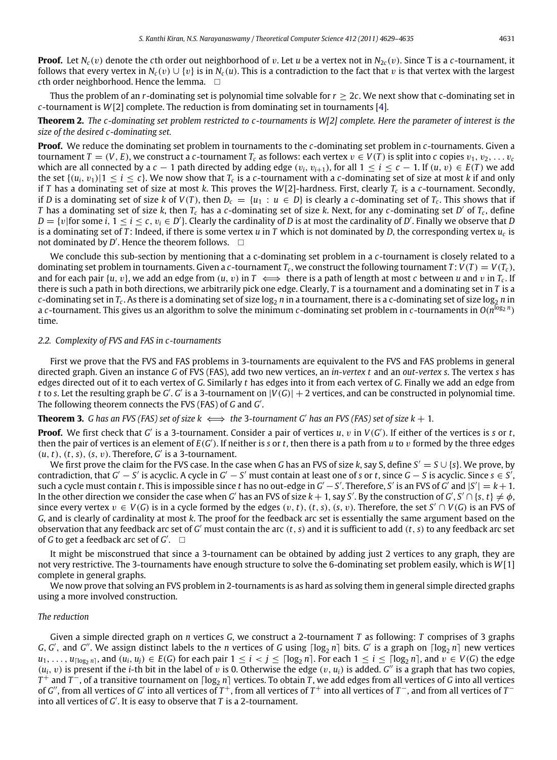**Proof.** Let $N_c(v)$ denote the $c$th order out neighborhood of $v$. Let $u$ be a vertex not in $N_{2c}(v)$. Since T is a $c$-tournament, it follows that every vertex in $N_c(v) \cup \{v\}$ is in $N_c(u)$. This is a contradiction to the fact that $v$ is that vertex with the largest $c$th order neighborhood. Hence the lemma. $\square$

Thus the problem of an $r$-dominating set is polynomial time solvable for $r \geq 2c$. We next show that c-dominating set in $c$-tournament is $W[2]$ complete. The reduction is from dominating set in tournaments [4].

**Theorem 2.** *The c-dominating set problem restricted to c-tournaments is W[2] complete. Here the parameter of interest is the size of the desired c-dominating set.*

**Proof.** We reduce the dominating set problem in tournaments to the $c$-dominating set problem in $c$-tournaments. Given a tournament $T = (V, E)$, we construct a $c$-tournament $T_c$ as follows: each vertex $v \in V(T)$ is split into $c$ copies $v_1, v_2, \ldots v_c$ which are all connected by a $c - 1$ path directed by adding edge $(v_i, v_{i+1})$, for all $1 \leq i \leq c - 1$. If $(u, v) \in E(T)$ we add the set $\{(u_i, v_1) | 1 \leq i \leq c\}$. We now show that $T_c$ is a $c$-tournament with a $c$-dominating set of size at most $k$ if and only if $T$ has a dominating set of size at most $k$. This proves the $W[2]$-hardness. First, clearly $T_c$ is a $c$-tournament. Secondly, if $D$ is a dominating set of size $k$ of $V(T)$, then $D_c = \{u_1 : u \in D\}$ is clearly a $c$-dominating set of $T_c$. This shows that if $T$ has a dominating set of size $k$, then $T_c$ has a $c$-dominating set of size $k$. Next, for any $c$-dominating set $D'$ of $T_c$, define $D = \{v | \text{for some } i, 1 \leq i \leq c, v_i \in D'\}$. Clearly the cardinality of $D$ is at most the cardinality of $D'$. Finally we observe that $D$ is a dominating set of $T$: Indeed, if there is some vertex $u$ in $T$ which is not dominated by $D$, the corresponding vertex $u_c$ is not dominated by $D'$. Hence the theorem follows. $\square$

We conclude this sub-section by mentioning that a $c$-dominating set problem in a $c$-tournament is closely related to a dominating set problem in tournaments. Given a $c$-tournament $T_c$, we construct the following tournament $T$: $V(T) = V(T_c)$, and for each pair $\{u, v\}$, we add an edge from $(u, v)$ in $T \iff$ there is a path of length at most $c$ between $u$ and $v$ in $T_c$. If there is such a path in both directions, we arbitrarily pick one edge. Clearly, $T$ is a tournament and a dominating set in $T$ is a $c$-dominating set in $T_c$. As there is a dominating set of size $\log_2 n$ in a tournament, there is a c-dominating set of size $\log_2 n$ in a $c$-tournament. This gives us an algorithm to solve the minimum $c$-dominating set problem in $c$-tournaments in $O(n^{\log_2 n})$ time.

### 2.2. Complexity of FVS and FAS in c-tournaments

First we prove that the FVS and FAS problems in 3-tournaments are equivalent to the FVS and FAS problems in general directed graph. Given an instance $G$ of FVS (FAS), add two new vertices, an *in-vertex* $t$ and an *out-vertex* $s$. The vertex $s$ has edges directed out of it to each vertex of $G$. Similarly $t$ has edges into it from each vertex of $G$. Finally we add an edge from $t$ to $s$. Let the resulting graph be $G'$. $G'$ is a 3-tournament on $|V(G)| + 2$ vertices, and can be constructed in polynomial time. The following theorem connects the FVS (FAS) of $G$ and $G'$.

**Theorem 3.** *$G$ has an FVS (FAS) set of size $k \iff$ the 3-tournament $G'$ has an FVS (FAS) set of size $k + 1$.*

**Proof.** We first check that $G'$ is a 3-tournament. Consider a pair of vertices $u, v$ in $V(G')$. If either of the vertices is $s$ or $t$, then the pair of vertices is an element of $E(G')$. If neither is $s$ or $t$, then there is a path from $u$ to $v$ formed by the three edges $(u, t)$, $(t, s)$, $(s, v)$. Therefore, $G'$ is a 3-tournament.

We first prove the claim for the FVS case. In the case when $G$ has an FVS of size $k$, say S, define $S' = S \cup \{s\}$. We prove, by contradiction, that $G' - S'$ is acyclic. A cycle in $G' - S'$ must contain at least one of $s$ or $t$, since $G - S$ is acyclic. Since $s \in S'$, such a cycle must contain $t$. This is impossible since $t$ has no out-edge in $G' - S'$. Therefore, $S'$ is an FVS of $G'$ and $|S'| = k + 1$. In the other direction we consider the case when $G'$ has an FVS of size $k + 1$, say $S'$. By the construction of $G'$, $S' \cap \{s, t\} \neq \phi$, since every vertex $v \in V(G)$ is in a cycle formed by the edges $(v, t)$, $(t, s)$, $(s, v)$. Therefore, the set $S' \cap V(G)$ is an FVS of $G$, and is clearly of cardinality at most $k$. The proof for the feedback arc set is essentially the same argument based on the observation that any feedback arc set of $G'$ must contain the arc $(t, s)$ and it is sufficient to add $(t, s)$ to any feedback arc set of $G$ to get a feedback arc set of $G'$. $\square$

It might be misconstrued that since a 3-tournament can be obtained by adding just 2 vertices to any graph, they are not very restrictive. The 3-tournaments have enough structure to solve the 6-dominating set problem easily, which is $W[1]$ complete in general graphs.

We now prove that solving an FVS problem in 2-tournaments is as hard as solving them in general simple directed graphs using a more involved construction.

*The reduction*

Given a simple directed graph on $n$ vertices $G$, we construct a 2-tournament $T$ as following: $T$ comprises of 3 graphs $G$, $G'$, and $G''$. We assign distinct labels to the $n$ vertices of $G$ using $\lceil \log_2 n \rceil$ bits. $G'$ is a graph on $\lceil \log_2 n \rceil$ new vertices $u_1, \ldots, u_{\lceil \log_2 n \rceil}$, and $(u_i, u_j) \in E(G)$ for each pair $1 \leq i < j \leq \lceil \log_2 n \rceil$. For each $1 \leq i \leq \lceil \log_2 n \rceil$, and $v \in V(G)$ the edge $(u_i, v)$ is present if the $i$-th bit in the label of $v$ is 0. Otherwise the edge $(v, u_i)$ is added. $G''$ is a graph that has two copies, $T^+$ and $T^-$, of a transitive tournament on $\lceil \log_2 n \rceil$ vertices. To obtain $T$, we add edges from all vertices of $G$ into all vertices of $G''$, from all vertices of $G'$ into all vertices of $T^+$, from all vertices of $T^+$ into all vertices of $T^-$, and from all vertices of $T^-$ into all vertices of $G'$. It is easy to observe that $T$ is a 2-tournament.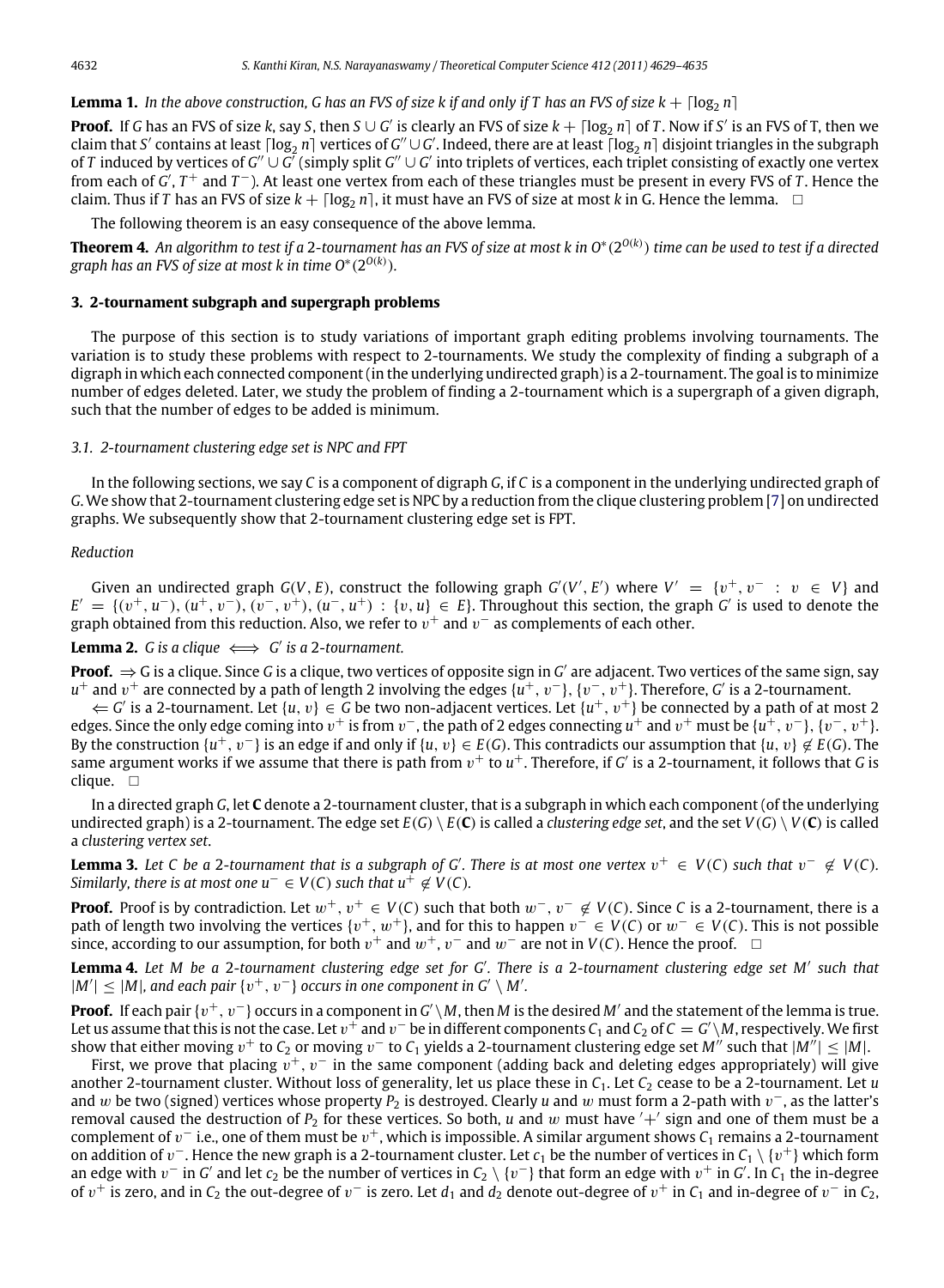**Lemma 1.** *In the above construction, G has an FVS of size k if and only if T has an FVS of size $k + \lceil \log_2 n \rceil$*

**Proof.** If $G$ has an FVS of size $k$, say $S$, then $S \cup G'$ is clearly an FVS of size $k + \lceil \log_2 n \rceil$ of $T$. Now if $S'$ is an FVS of T, then we claim that $S'$ contains at least $\lceil \log_2 n \rceil$ vertices of $G'' \cup G'$. Indeed, there are at least $\lceil \log_2 n \rceil$ disjoint triangles in the subgraph of $T$ induced by vertices of $G'' \cup G'$ (simply split $G'' \cup G'$ into triplets of vertices, each triplet consisting of exactly one vertex from each of $G'$, $T^+$ and $T^-$). At least one vertex from each of these triangles must be present in every FVS of $T$. Hence the claim. Thus if $T$ has an FVS of size $k + \lceil \log_2 n \rceil$, it must have an FVS of size at most $k$ in G. Hence the lemma. □

The following theorem is an easy consequence of the above lemma.

**Theorem 4.** *An algorithm to test if a 2-tournament has an FVS of size at most k in $O^*(2^{O(k)})$ time can be used to test if a directed graph has an FVS of size at most k in time $O^*(2^{O(k)})$.*

## 3. 2-tournament subgraph and supergraph problems

The purpose of this section is to study variations of important graph editing problems involving tournaments. The variation is to study these problems with respect to 2-tournaments. We study the complexity of finding a subgraph of a digraph in which each connected component (in the underlying undirected graph) is a 2-tournament. The goal is to minimize number of edges deleted. Later, we study the problem of finding a 2-tournament which is a supergraph of a given digraph, such that the number of edges to be added is minimum.

### 3.1. 2-tournament clustering edge set is NPC and FPT

In the following sections, we say $C$ is a component of digraph $G$, if $C$ is a component in the underlying undirected graph of $G$. We show that 2-tournament clustering edge set is NPC by a reduction from the clique clustering problem [7] on undirected graphs. We subsequently show that 2-tournament clustering edge set is FPT.

*Reduction*

Given an undirected graph $G(V, E)$, construct the following graph $G'(V', E')$ where $V' = \{v^+, v^- : v \in V\}$ and $E' = \{(v^+, u^-), (u^+, v^-), (v^-, v^+), (u^-, u^+) : \{v, u\} \in E\}$. Throughout this section, the graph $G'$ is used to denote the graph obtained from this reduction. Also, we refer to $v^+$ and $v^-$ as complements of each other.

**Lemma 2.** *$G$ is a clique $\iff$ $G'$ is a 2-tournament.*

**Proof.** $\Rightarrow$ G is a clique. Since $G$ is a clique, two vertices of opposite sign in $G'$ are adjacent. Two vertices of the same sign, say $u^+$ and $v^+$ are connected by a path of length 2 involving the edges $\{u^+, v^-\}$, $\{v^-, v^+\}$. Therefore, $G'$ is a 2-tournament.

$\Leftarrow$ $G'$ is a 2-tournament. Let $\{u, v\} \in G$ be two non-adjacent vertices. Let $\{u^+, v^+\}$ be connected by a path of at most 2 edges. Since the only edge coming into $v^+$ is from $v^-$, the path of 2 edges connecting $u^+$ and $v^+$ must be $\{u^+, v^-\}$, $\{v^-, v^+\}$. By the construction $\{u^+, v^-\}$ is an edge if and only if $\{u, v\} \in E(G)$. This contradicts our assumption that $\{u, v\} \notin E(G)$. The same argument works if we assume that there is path from $v^+$ to $u^+$. Therefore, if $G'$ is a 2-tournament, it follows that $G$ is clique. □

In a directed graph $G$, let $\mathbf{C}$ denote a 2-tournament cluster, that is a subgraph in which each component (of the underlying undirected graph) is a 2-tournament. The edge set $E(G) \setminus E(\mathbf{C})$ is called a *clustering edge set*, and the set $V(G) \setminus V(\mathbf{C})$ is called a *clustering vertex set*.

**Lemma 3.** *Let C be a 2-tournament that is a subgraph of $G'$. There is at most one vertex $v^+ \in V(C)$ such that $v^- \notin V(C)$. Similarly, there is at most one $u^- \in V(C)$ such that $u^+ \notin V(C)$.*

**Proof.** Proof is by contradiction. Let $w^+, v^+ \in V(C)$ such that both $w^-, v^- \notin V(C)$. Since $C$ is a 2-tournament, there is a path of length two involving the vertices $\{v^+, w^+\}$, and for this to happen $v^- \in V(C)$ or $w^- \in V(C)$. This is not possible since, according to our assumption, for both $v^+$ and $w^+$, $v^-$ and $w^-$ are not in $V(C)$. Hence the proof. □

**Lemma 4.** *Let M be a 2-tournament clustering edge set for $G'$. There is a 2-tournament clustering edge set $M'$ such that $|M'| \le |M|$, and each pair $\{v^+, v^-\}$ occurs in one component in $G' \setminus M'$.*

**Proof.** If each pair $\{v^+, v^-\}$ occurs in a component in $G' \setminus M$, then $M$ is the desired $M'$ and the statement of the lemma is true. Let us assume that this is not the case. Let $v^+$ and $v^-$ be in different components $C_1$ and $C_2$ of $C = G' \setminus M$, respectively. We first show that either moving $v^+$ to $C_2$ or moving $v^-$ to $C_1$ yields a 2-tournament clustering edge set $M''$ such that $|M''| \le |M|$.

First, we prove that placing $v^+$, $v^-$ in the same component (adding back and deleting edges appropriately) will give another 2-tournament cluster. Without loss of generality, let us place these in $C_1$. Let $C_2$ cease to be a 2-tournament. Let $u$ and $w$ be two (signed) vertices whose property $P_2$ is destroyed. Clearly $u$ and $w$ must form a 2-path with $v^-$, as the latter's removal caused the destruction of $P_2$ for these vertices. So both, $u$ and $w$ must have $'+'$ sign and one of them must be a complement of $v^-$ i.e., one of them must be $v^+$, which is impossible. A similar argument shows $C_1$ remains a 2-tournament on addition of $v^-$. Hence the new graph is a 2-tournament cluster. Let $c_1$ be the number of vertices in $C_1 \setminus \{v^+\}$ which form an edge with $v^-$ in $G'$ and let $c_2$ be the number of vertices in $C_2 \setminus \{v^-\}$ that form an edge with $v^+$ in $G'$. In $C_1$ the in-degree of $v^+$ is zero, and in $C_2$ the out-degree of $v^-$ is zero. Let $d_1$ and $d_2$ denote out-degree of $v^+$ in $C_1$ and in-degree of $v^-$ in $C_2$,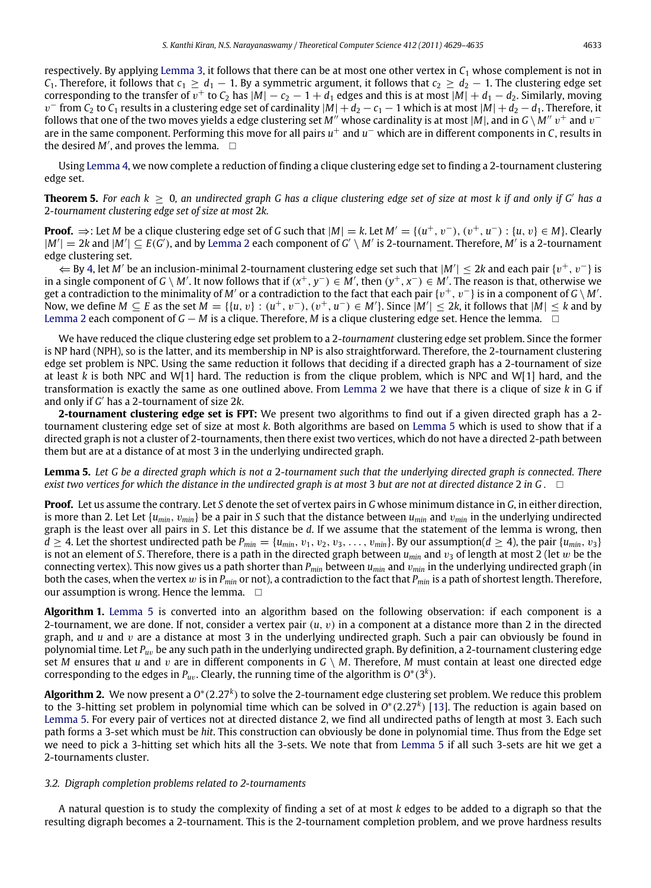respectively. By applying Lemma 3, it follows that there can be at most one other vertex in $C_1$ whose complement is not in $C_1$. Therefore, it follows that $c_1 \geq d_1 - 1$. By a symmetric argument, it follows that $c_2 \geq d_2 - 1$. The clustering edge set corresponding to the transfer of $v^+$ to $C_2$ has $|M| - c_2 - 1 + d_1$ edges and this is at most $|M| + d_1 - d_2$. Similarly, moving $v^-$ from $C_2$ to $C_1$ results in a clustering edge set of cardinality $|M| + d_2 - c_1 - 1$ which is at most $|M| + d_2 - d_1$. Therefore, it follows that one of the two moves yields a edge clustering set $M''$ whose cardinality is at most $|M|$, and in $G \setminus M''$ $v^+$ and $v^-$ are in the same component. Performing this move for all pairs $u^+$ and $u^-$ which are in different components in $C$, results in the desired $M'$, and proves the lemma. □

Using Lemma 4, we now complete a reduction of finding a clique clustering edge set to finding a 2-tournament clustering edge set.

**Theorem 5.** *For each $k \geq 0$, an undirected graph $G$ has a clique clustering edge set of size at most $k$ if and only if $G'$ has a 2-tournament clustering edge set of size at most $2k$.*

**Proof.** $\Rightarrow$: Let $M$ be a clique clustering edge set of $G$ such that $|M| = k$. Let $M' = \{(u^+, v^-), (v^+, u^-) : \{u, v\} \in M\}$. Clearly $|M'| = 2k$ and $|M'| \subseteq E(G')$, and by Lemma 2 each component of $G' \setminus M'$ is 2-tournament. Therefore, $M'$ is a 2-tournament edge clustering set.

$\Leftarrow$ By 4, let $M'$ be an inclusion-minimal 2-tournament clustering edge set such that $|M'| \leq 2k$ and each pair $\{v^+, v^-\}$ is in a single component of $G \setminus M'$. It now follows that if $(x^+, y^-) \in M'$, then $(y^+, x^-) \in M'$. The reason is that, otherwise we get a contradiction to the minimality of $M'$ or a contradiction to the fact that each pair $\{v^+, v^-\}$ is in a component of $G \setminus M'$. Now, we define $M \subseteq E$ as the set $M = \{\{u, v\} : (u^+, v^-), (v^+, u^-) \in M'\}$. Since $|M'| \leq 2k$, it follows that $|M| \leq k$ and by Lemma 2 each component of $G - M$ is a clique. Therefore, $M$ is a clique clustering edge set. Hence the lemma. □

We have reduced the clique clustering edge set problem to a 2-*tournament* clustering edge set problem. Since the former is NP hard (NPH), so is the latter, and its membership in NP is also straightforward. Therefore, the 2-tournament clustering edge set problem is NPC. Using the same reduction it follows that deciding if a directed graph has a 2-tournament of size at least $k$ is both NPC and W[1] hard. The reduction is from the clique problem, which is NPC and W[1] hard, and the transformation is exactly the same as one outlined above. From Lemma 2 we have that there is a clique of size $k$ in G if and only if $G'$ has a 2-tournament of size $2k$.

**2-tournament clustering edge set is FPT:** We present two algorithms to find out if a given directed graph has a 2-tournament clustering edge set of size at most $k$. Both algorithms are based on Lemma 5 which is used to show that if a directed graph is not a cluster of 2-tournaments, then there exist two vertices, which do not have a directed 2-path between them but are at a distance of at most 3 in the underlying undirected graph.

**Lemma 5.** *Let $G$ be a directed graph which is not a 2-tournament such that the underlying directed graph is connected. There exist two vertices for which the distance in the undirected graph is at most 3 but are not at directed distance 2 in $G$.* □

**Proof.** Let us assume the contrary. Let $S$ denote the set of vertex pairs in $G$ whose minimum distance in $G$, in either direction, is more than 2. Let Let $\{u_{min}, v_{min}\}$ be a pair in $S$ such that the distance between $u_{min}$ and $v_{min}$ in the underlying undirected graph is the least over all pairs in $S$. Let this distance be $d$. If we assume that the statement of the lemma is wrong, then $d \geq 4$. Let the shortest undirected path be $P_{min} = \{u_{min}, v_1, v_2, v_3, \ldots, v_{min}\}$. By our assumption($d \geq 4$), the pair $\{u_{min}, v_3\}$ is not an element of $S$. Therefore, there is a path in the directed graph between $u_{min}$ and $v_3$ of length at most 2 (let $w$ be the connecting vertex). This now gives us a path shorter than $P_{min}$ between $u_{min}$ and $v_{min}$ in the underlying undirected graph (in both the cases, when the vertex $w$ is in $P_{min}$ or not), a contradiction to the fact that $P_{min}$ is a path of shortest length. Therefore, our assumption is wrong. Hence the lemma. □

**Algorithm 1.** Lemma 5 is converted into an algorithm based on the following observation: if each component is a 2-tournament, we are done. If not, consider a vertex pair $(u, v)$ in a component at a distance more than 2 in the directed graph, and $u$ and $v$ are a distance at most 3 in the underlying undirected graph. Such a pair can obviously be found in polynomial time. Let $P_{uv}$ be any such path in the underlying undirected graph. By definition, a 2-tournament clustering edge set $M$ ensures that $u$ and $v$ are in different components in $G \setminus M$. Therefore, $M$ must contain at least one directed edge corresponding to the edges in $P_{uv}$. Clearly, the running time of the algorithm is $O^*(3^k)$.

**Algorithm 2.** We now present a $O^*(2.27^k)$ to solve the 2-tournament edge clustering set problem. We reduce this problem to the 3-hitting set problem in polynomial time which can be solved in $O^*(2.27^k)$ [13]. The reduction is again based on Lemma 5. For every pair of vertices not at directed distance 2, we find all undirected paths of length at most 3. Each such path forms a 3-set which must be *hit*. This construction can obviously be done in polynomial time. Thus from the Edge set we need to pick a 3-hitting set which hits all the 3-sets. We note that from Lemma 5 if all such 3-sets are hit we get a 2-tournaments cluster.

### 3.2. Digraph completion problems related to 2-tournaments

A natural question is to study the complexity of finding a set of at most $k$ edges to be added to a digraph so that the resulting digraph becomes a 2-tournament. This is the 2-tournament completion problem, and we prove hardness results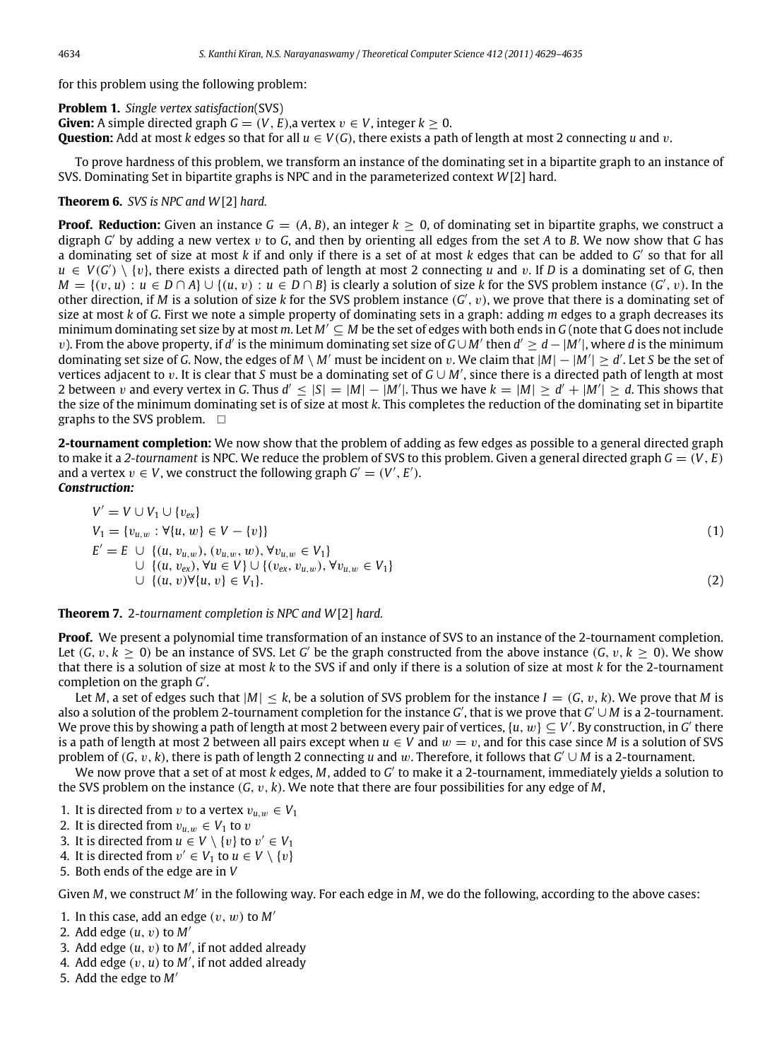for this problem using the following problem:

**Problem 1.** *Single vertex satisfaction*(SVS)
**Given:** A simple directed graph $G = (V, E)$,a vertex $v \in V$, integer $k \geq 0$.
**Question:** Add at most $k$ edges so that for all $u \in V(G)$, there exists a path of length at most 2 connecting $u$ and $v$.

To prove hardness of this problem, we transform an instance of the dominating set in a bipartite graph to an instance of SVS. Dominating Set in bipartite graphs is NPC and in the parameterized context $W[2]$ hard.

**Theorem 6.** *SVS is NPC and $W[2]$ hard.*

**Proof. Reduction:** Given an instance $G = (A, B)$, an integer $k \geq 0$, of dominating set in bipartite graphs, we construct a digraph $G'$ by adding a new vertex $v$ to $G$, and then by orienting all edges from the set $A$ to $B$. We now show that $G$ has a dominating set of size at most $k$ if and only if there is a set of at most $k$ edges that can be added to $G'$ so that for all $u \in V(G') \setminus \{v\}$, there exists a directed path of length at most 2 connecting $u$ and $v$. If $D$ is a dominating set of $G$, then $M = \{(v, u) : u \in D \cap A\} \cup \{(u, v) : u \in D \cap B\}$ is clearly a solution of size $k$ for the SVS problem instance $(G', v)$. In the other direction, if $M$ is a solution of size $k$ for the SVS problem instance $(G', v)$, we prove that there is a dominating set of size at most $k$ of $G$. First we note a simple property of dominating sets in a graph: adding $m$ edges to a graph decreases its minimum dominating set size by at most $m$. Let $M' \subseteq M$ be the set of edges with both ends in $G$ (note that G does not include $v$). From the above property, if $d'$ is the minimum dominating set size of $G \cup M'$ then $d' \geq d - |M'|$, where $d$ is the minimum dominating set size of $G$. Now, the edges of $M \setminus M'$ must be incident on $v$. We claim that $|M| - |M'| \geq d'$. Let $S$ be the set of vertices adjacent to $v$. It is clear that $S$ must be a dominating set of $G \cup M'$, since there is a directed path of length at most 2 between $v$ and every vertex in $G$. Thus $d' \leq |S| = |M| - |M'|$. Thus we have $k = |M| \geq d' + |M'| \geq d$. This shows that the size of the minimum dominating set is of size at most $k$. This completes the reduction of the dominating set in bipartite graphs to the SVS problem. $\square$

**2-tournament completion:** We now show that the problem of adding as few edges as possible to a general directed graph to make it a *2-tournament* is NPC. We reduce the problem of SVS to this problem. Given a general directed graph $G = (V, E)$ and a vertex $v \in V$, we construct the following graph $G' = (V', E')$.

***Construction:***

$$V' = V \cup V_1 \cup \{v_{ex}\}$$

$$V_1 = \{v_{u,w} : \forall \{u, w\} \in V - \{v\}\} \tag{1}$$

$$\begin{aligned} E' = E \; &\cup \; \{(u, v_{u,w}), (v_{u,w}, w), \forall v_{u,w} \in V_1\} \\ &\cup \; \{(u, v_{ex}), \forall u \in V\} \cup \{(v_{ex}, v_{u,w}), \forall v_{u,w} \in V_1\} \\ &\cup \; \{(u, v) \forall \{u, v\} \in V_1\}. \end{aligned} \tag{2}$$

**Theorem 7.** *2-tournament completion is NPC and $W[2]$ hard.*

**Proof.** We present a polynomial time transformation of an instance of SVS to an instance of the 2-tournament completion. Let $(G, v, k \geq 0)$ be an instance of SVS. Let $G'$ be the graph constructed from the above instance $(G, v, k \geq 0)$. We show that there is a solution of size at most $k$ to the SVS if and only if there is a solution of size at most $k$ for the 2-tournament completion on the graph $G'$.

Let $M$, a set of edges such that $|M| \leq k$, be a solution of SVS problem for the instance $I = (G, v, k)$. We prove that $M$ is also a solution of the problem 2-tournament completion for the instance $G'$, that is we prove that $G' \cup M$ is a 2-tournament. We prove this by showing a path of length at most 2 between every pair of vertices, $\{u, w\} \subseteq V'$. By construction, in $G'$ there is a path of length at most 2 between all pairs except when $u \in V$ and $w = v$, and for this case since $M$ is a solution of SVS problem of $(G, v, k)$, there is path of length 2 connecting $u$ and $w$. Therefore, it follows that $G' \cup M$ is a 2-tournament.

We now prove that a set of at most $k$ edges, $M$, added to $G'$ to make it a 2-tournament, immediately yields a solution to the SVS problem on the instance $(G, v, k)$. We note that there are four possibilities for any edge of $M$,

1. It is directed from $v$ to a vertex $v_{u,w} \in V_1$
2. It is directed from $v_{u,w} \in V_1$ to $v$
3. It is directed from $u \in V \setminus \{v\}$ to $v' \in V_1$
4. It is directed from $v' \in V_1$ to $u \in V \setminus \{v\}$
5. Both ends of the edge are in $V$

Given $M$, we construct $M'$ in the following way. For each edge in $M$, we do the following, according to the above cases:

1. In this case, add an edge $(v, w)$ to $M'$
2. Add edge $(u, v)$ to $M'$
3. Add edge $(u, v)$ to $M'$, if not added already
4. Add edge $(v, u)$ to $M'$, if not added already
5. Add the edge to $M'$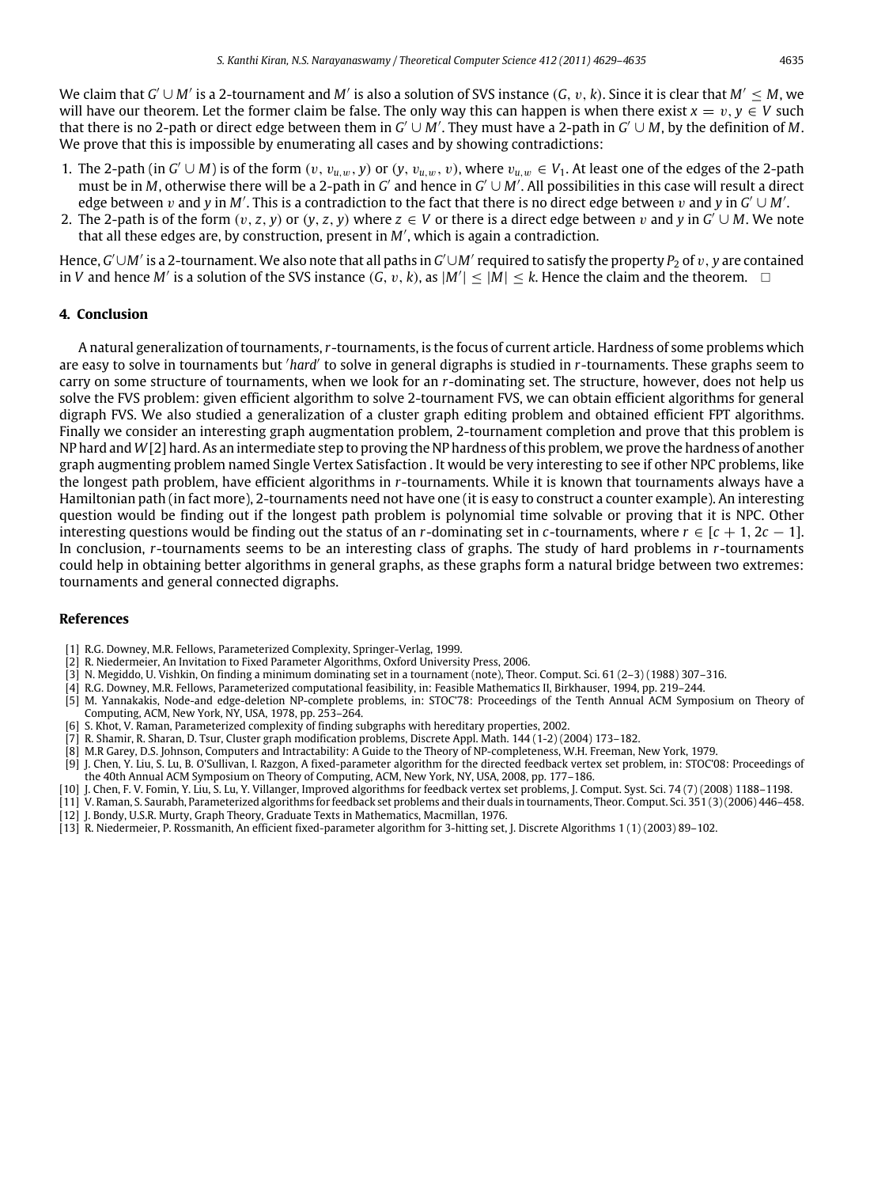We claim that $G' \cup M'$ is a 2-tournament and $M'$ is also a solution of SVS instance $(G, v, k)$. Since it is clear that $M' \leq M$, we will have our theorem. Let the former claim be false. The only way this can happen is when there exist $x = v, y \in V$ such that there is no 2-path or direct edge between them in $G' \cup M'$. They must have a 2-path in $G' \cup M$, by the definition of $M$. We prove that this is impossible by enumerating all cases and by showing contradictions:

1. The 2-path (in $G' \cup M$) is of the form $(v, v_{u,w}, y)$ or $(y, v_{u,w}, v)$, where $v_{u,w} \in V_1$. At least one of the edges of the 2-path must be in $M$, otherwise there will be a 2-path in $G'$ and hence in $G' \cup M'$. All possibilities in this case will result a direct edge between $v$ and $y$ in $M'$. This is a contradiction to the fact that there is no direct edge between $v$ and $y$ in $G' \cup M'$.
2. The 2-path is of the form $(v, z, y)$ or $(y, z, y)$ where $z \in V$ or there is a direct edge between $v$ and $y$ in $G' \cup M$. We note that all these edges are, by construction, present in $M'$, which is again a contradiction.

Hence, $G' \cup M'$ is a 2-tournament. We also note that all paths in $G' \cup M'$ required to satisfy the property $P_2$ of $v$, $y$ are contained in $V$ and hence $M'$ is a solution of the SVS instance $(G, v, k)$, as $|M'| \leq |M| \leq k$. Hence the claim and the theorem. □

## 4. Conclusion

A natural generalization of tournaments, $r$-tournaments, is the focus of current article. Hardness of some problems which are easy to solve in tournaments but *'hard'* to solve in general digraphs is studied in $r$-tournaments. These graphs seem to carry on some structure of tournaments, when we look for an $r$-dominating set. The structure, however, does not help us solve the FVS problem: given efficient algorithm to solve 2-tournament FVS, we can obtain efficient algorithms for general digraph FVS. We also studied a generalization of a cluster graph editing problem and obtained efficient FPT algorithms. Finally we consider an interesting graph augmentation problem, 2-tournament completion and prove that this problem is NP hard and $W[2]$ hard. As an intermediate step to proving the NP hardness of this problem, we prove the hardness of another graph augmenting problem named Single Vertex Satisfaction . It would be very interesting to see if other NPC problems, like the longest path problem, have efficient algorithms in $r$-tournaments. While it is known that tournaments always have a Hamiltonian path (in fact more), 2-tournaments need not have one (it is easy to construct a counter example). An interesting question would be finding out if the longest path problem is polynomial time solvable or proving that it is NPC. Other interesting questions would be finding out the status of an $r$-dominating set in $c$-tournaments, where $r \in [c + 1, 2c - 1]$. In conclusion, $r$-tournaments seems to be an interesting class of graphs. The study of hard problems in $r$-tournaments could help in obtaining better algorithms in general graphs, as these graphs form a natural bridge between two extremes: tournaments and general connected digraphs.

## References

[1] R.G. Downey, M.R. Fellows, Parameterized Complexity, Springer-Verlag, 1999.
[2] R. Niedermeier, An Invitation to Fixed Parameter Algorithms, Oxford University Press, 2006.
[3] N. Megiddo, U. Vishkin, On finding a minimum dominating set in a tournament (note), Theor. Comput. Sci. 61 (2–3) (1988) 307–316.
[4] R.G. Downey, M.R. Fellows, Parameterized computational feasibility, in: Feasible Mathematics II, Birkhauser, 1994, pp. 219–244.
[5] M. Yannakakis, Node-and edge-deletion NP-complete problems, in: STOC'78: Proceedings of the Tenth Annual ACM Symposium on Theory of Computing, ACM, New York, NY, USA, 1978, pp. 253–264.
[6] S. Khot, V. Raman, Parameterized complexity of finding subgraphs with hereditary properties, 2002.
[7] R. Shamir, R. Sharan, D. Tsur, Cluster graph modification problems, Discrete Appl. Math. 144 (1-2) (2004) 173–182.
[8] M.R Garey, D.S. Johnson, Computers and Intractability: A Guide to the Theory of NP-completeness, W.H. Freeman, New York, 1979.
[9] J. Chen, Y. Liu, S. Lu, B. O'Sullivan, I. Razgon, A fixed-parameter algorithm for the directed feedback vertex set problem, in: STOC'08: Proceedings of the 40th Annual ACM Symposium on Theory of Computing, ACM, New York, NY, USA, 2008, pp. 177–186.
[10] J. Chen, F. V. Fomin, Y. Liu, S. Lu, Y. Villanger, Improved algorithms for feedback vertex set problems, J. Comput. Syst. Sci. 74 (7) (2008) 1188–1198.
[11] V. Raman, S. Saurabh, Parameterized algorithms for feedback set problems and their duals in tournaments, Theor. Comput. Sci. 351 (3) (2006) 446–458.
[12] J. Bondy, U.S.R. Murty, Graph Theory, Graduate Texts in Mathematics, Macmillan, 1976.
[13] R. Niedermeier, P. Rossmanith, An efficient fixed-parameter algorithm for 3-hitting set, J. Discrete Algorithms 1 (1) (2003) 89–102.